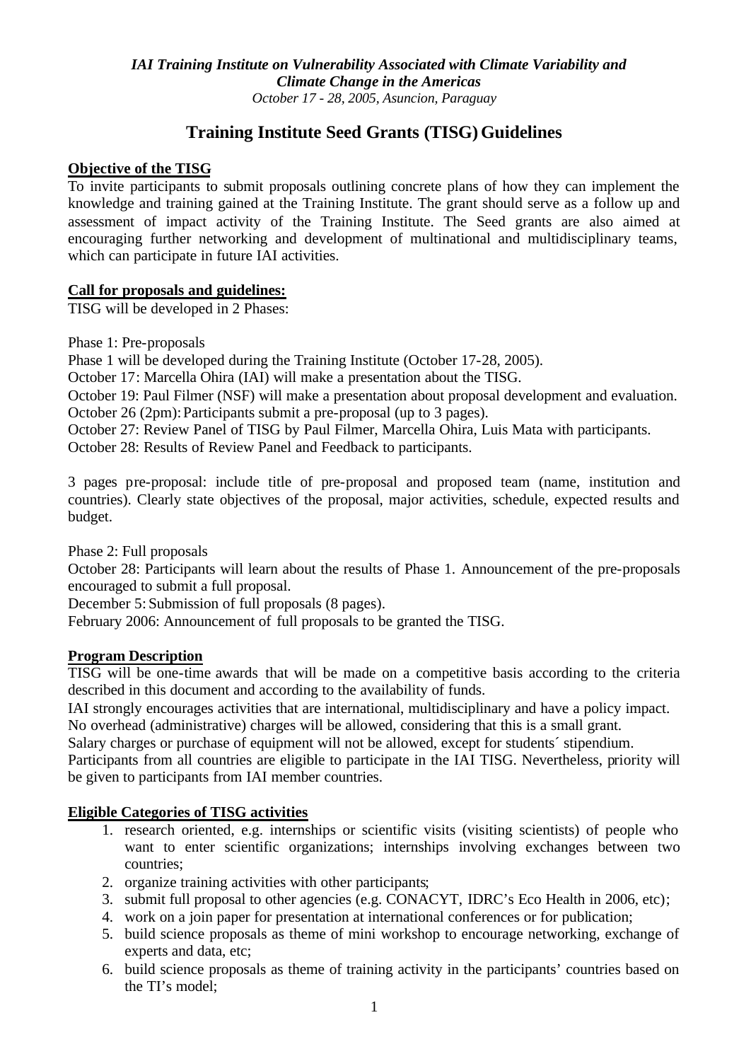*IAI Training Institute on Vulnerability Associated with Climate Variability and Climate Change in the Americas*
*October 17 - 28, 2005, Asuncion, Paraguay*

# Training Institute Seed Grants (TISG) Guidelines

**Objective of the TISG**

To invite participants to submit proposals outlining concrete plans of how they can implement the knowledge and training gained at the Training Institute. The grant should serve as a follow up and assessment of impact activity of the Training Institute. The Seed grants are also aimed at encouraging further networking and development of multinational and multidisciplinary teams, which can participate in future IAI activities.

**Call for proposals and guidelines:**

TISG will be developed in 2 Phases:

Phase 1: Pre-proposals
Phase 1 will be developed during the Training Institute (October 17-28, 2005).
October 17: Marcella Ohira (IAI) will make a presentation about the TISG.
October 19: Paul Filmer (NSF) will make a presentation about proposal development and evaluation.
October 26 (2pm): Participants submit a pre-proposal (up to 3 pages).
October 27: Review Panel of TISG by Paul Filmer, Marcella Ohira, Luis Mata with participants.
October 28: Results of Review Panel and Feedback to participants.

3 pages pre-proposal: include title of pre-proposal and proposed team (name, institution and countries). Clearly state objectives of the proposal, major activities, schedule, expected results and budget.

Phase 2: Full proposals
October 28: Participants will learn about the results of Phase 1. Announcement of the pre-proposals encouraged to submit a full proposal.
December 5: Submission of full proposals (8 pages).
February 2006: Announcement of full proposals to be granted the TISG.

**Program Description**

TISG will be one-time awards that will be made on a competitive basis according to the criteria described in this document and according to the availability of funds.
IAI strongly encourages activities that are international, multidisciplinary and have a policy impact.
No overhead (administrative) charges will be allowed, considering that this is a small grant.
Salary charges or purchase of equipment will not be allowed, except for students´ stipendium.
Participants from all countries are eligible to participate in the IAI TISG. Nevertheless, priority will be given to participants from IAI member countries.

**Eligible Categories of TISG activities**

1. research oriented, e.g. internships or scientific visits (visiting scientists) of people who want to enter scientific organizations; internships involving exchanges between two countries;
2. organize training activities with other participants;
3. submit full proposal to other agencies (e.g. CONACYT, IDRC's Eco Health in 2006, etc);
4. work on a join paper for presentation at international conferences or for publication;
5. build science proposals as theme of mini workshop to encourage networking, exchange of experts and data, etc;
6. build science proposals as theme of training activity in the participants' countries based on the TI's model;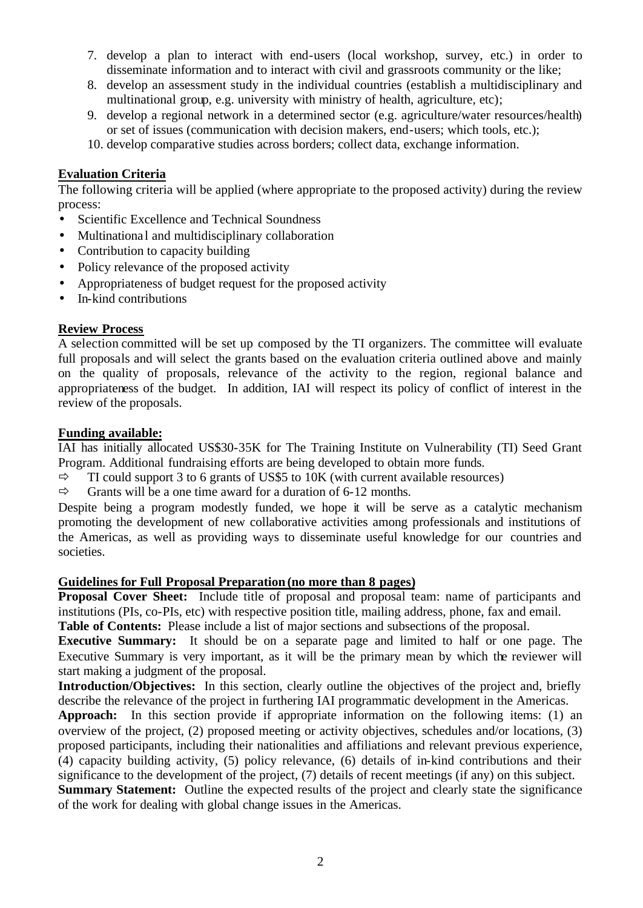7. develop a plan to interact with end-users (local workshop, survey, etc.) in order to disseminate information and to interact with civil and grassroots community or the like;
8. develop an assessment study in the individual countries (establish a multidisciplinary and multinational group, e.g. university with ministry of health, agriculture, etc);
9. develop a regional network in a determined sector (e.g. agriculture/water resources/health) or set of issues (communication with decision makers, end-users; which tools, etc.);
10. develop comparative studies across borders; collect data, exchange information.

**Evaluation Criteria**

The following criteria will be applied (where appropriate to the proposed activity) during the review process:

- Scientific Excellence and Technical Soundness
- Multinational and multidisciplinary collaboration
- Contribution to capacity building
- Policy relevance of the proposed activity
- Appropriateness of budget request for the proposed activity
- In-kind contributions

**Review Process**

A selection committed will be set up composed by the TI organizers. The committee will evaluate full proposals and will select the grants based on the evaluation criteria outlined above and mainly on the quality of proposals, relevance of the activity to the region, regional balance and appropriateness of the budget. In addition, IAI will respect its policy of conflict of interest in the review of the proposals.

**Funding available:**

IAI has initially allocated US$30-35K for The Training Institute on Vulnerability (TI) Seed Grant Program. Additional fundraising efforts are being developed to obtain more funds.

⇨ TI could support 3 to 6 grants of US$5 to 10K (with current available resources)

⇨ Grants will be a one time award for a duration of 6-12 months.

Despite being a program modestly funded, we hope it will be serve as a catalytic mechanism promoting the development of new collaborative activities among professionals and institutions of the Americas, as well as providing ways to disseminate useful knowledge for our countries and societies.

**Guidelines for Full Proposal Preparation (no more than 8 pages)**

**Proposal Cover Sheet:** Include title of proposal and proposal team: name of participants and institutions (PIs, co-PIs, etc) with respective position title, mailing address, phone, fax and email.

**Table of Contents:** Please include a list of major sections and subsections of the proposal.

**Executive Summary:** It should be on a separate page and limited to half or one page. The Executive Summary is very important, as it will be the primary mean by which the reviewer will start making a judgment of the proposal.

**Introduction/Objectives:** In this section, clearly outline the objectives of the project and, briefly describe the relevance of the project in furthering IAI programmatic development in the Americas.

**Approach:** In this section provide if appropriate information on the following items: (1) an overview of the project, (2) proposed meeting or activity objectives, schedules and/or locations, (3) proposed participants, including their nationalities and affiliations and relevant previous experience, (4) capacity building activity, (5) policy relevance, (6) details of in-kind contributions and their significance to the development of the project, (7) details of recent meetings (if any) on this subject.

**Summary Statement:** Outline the expected results of the project and clearly state the significance of the work for dealing with global change issues in the Americas.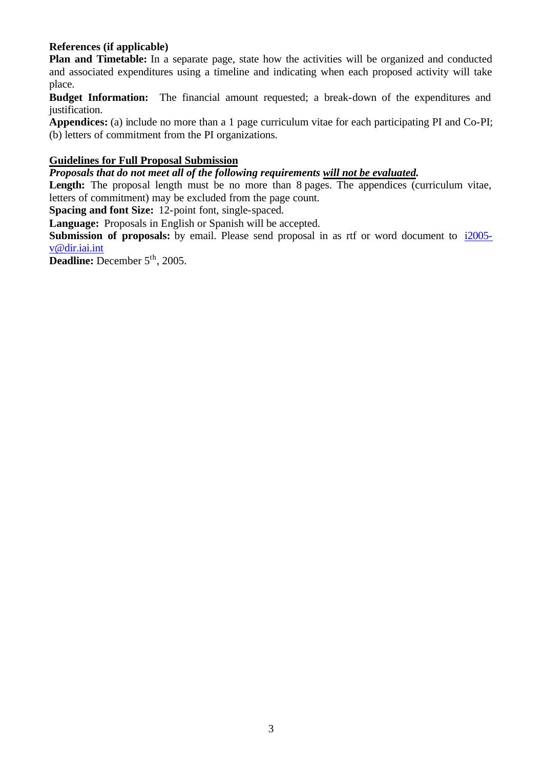**References (if applicable)**

**Plan and Timetable:** In a separate page, state how the activities will be organized and conducted and associated expenditures using a timeline and indicating when each proposed activity will take place.

**Budget Information:** The financial amount requested; a break-down of the expenditures and justification.

**Appendices:** (a) include no more than a 1 page curriculum vitae for each participating PI and Co-PI; (b) letters of commitment from the PI organizations.

**Guidelines for Full Proposal Submission**

***Proposals that do not meet all of the following requirements will not be evaluated.***

**Length:** The proposal length must be no more than 8 pages. The appendices (curriculum vitae, letters of commitment) may be excluded from the page count.

**Spacing and font Size:** 12-point font, single-spaced.

**Language:** Proposals in English or Spanish will be accepted.

**Submission of proposals:** by email. Please send proposal in as rtf or word document to i2005-v@dir.iai.int

**Deadline:** December 5th, 2005.